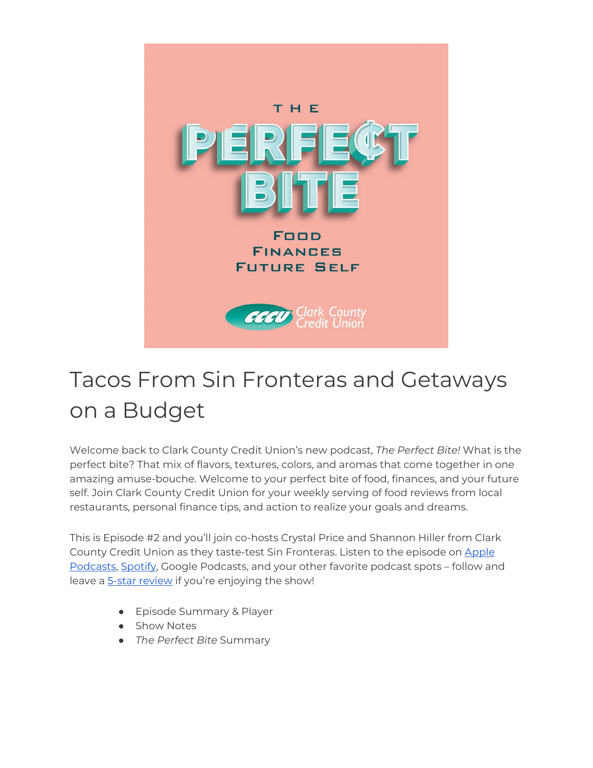# Tacos From Sin Fronteras and Getaways on a Budget

Welcome back to Clark County Credit Union's new podcast, *The Perfect Bite!* What is the perfect bite? That mix of flavors, textures, colors, and aromas that come together in one amazing amuse-bouche. Welcome to your perfect bite of food, finances, and your future self. Join Clark County Credit Union for your weekly serving of food reviews from local restaurants, personal finance tips, and action to realize your goals and dreams.

This is Episode #2 and you'll join co-hosts Crystal Price and Shannon Hiller from Clark County Credit Union as they taste-test Sin Fronteras. Listen to the episode on Apple Podcasts, Spotify, Google Podcasts, and your other favorite podcast spots – follow and leave a 5-star review if you're enjoying the show!

- Episode Summary & Player
- Show Notes
- *The Perfect Bite* Summary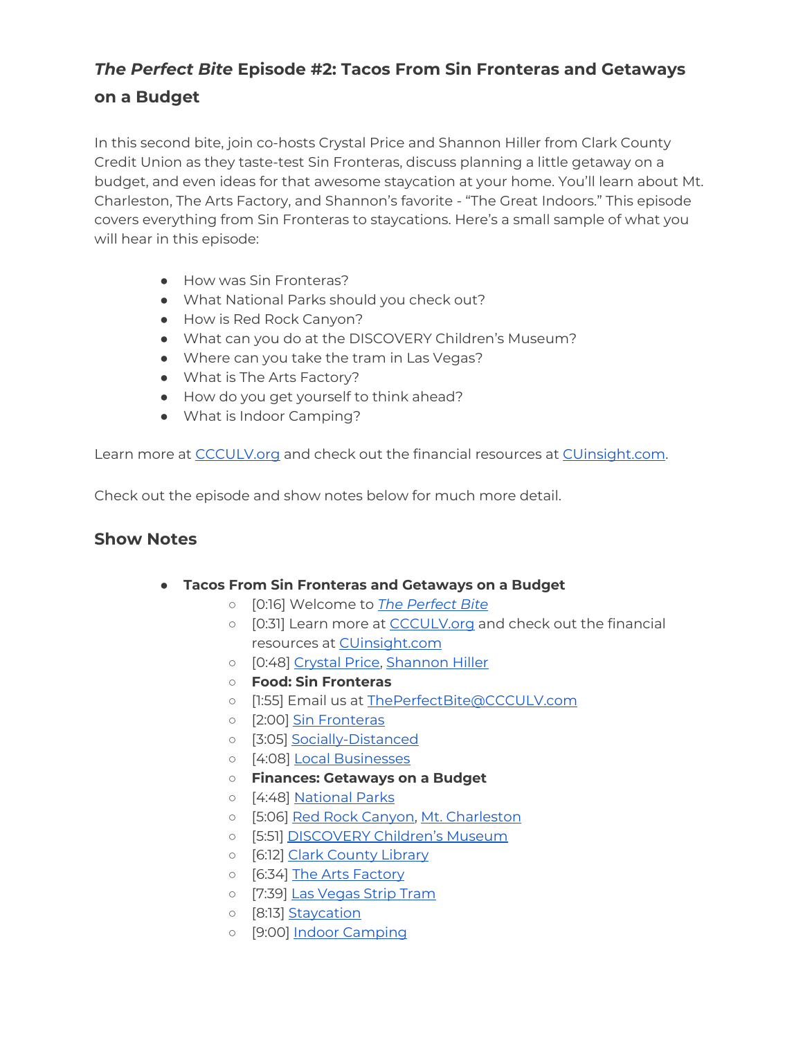## *The Perfect Bite* Episode #2: Tacos From Sin Fronteras and Getaways on a Budget

In this second bite, join co-hosts Crystal Price and Shannon Hiller from Clark County Credit Union as they taste-test Sin Fronteras, discuss planning a little getaway on a budget, and even ideas for that awesome staycation at your home. You'll learn about Mt. Charleston, The Arts Factory, and Shannon's favorite - "The Great Indoors." This episode covers everything from Sin Fronteras to staycations. Here's a small sample of what you will hear in this episode:

- How was Sin Fronteras?
- What National Parks should you check out?
- How is Red Rock Canyon?
- What can you do at the DISCOVERY Children's Museum?
- Where can you take the tram in Las Vegas?
- What is The Arts Factory?
- How do you get yourself to think ahead?
- What is Indoor Camping?

Learn more at CCCULV.org and check out the financial resources at CUinsight.com.

Check out the episode and show notes below for much more detail.

### Show Notes

- **Tacos From Sin Fronteras and Getaways on a Budget**
  - [0:16] Welcome to *The Perfect Bite*
  - [0:31] Learn more at CCCULV.org and check out the financial resources at CUinsight.com
  - [0:48] Crystal Price, Shannon Hiller
  - **Food: Sin Fronteras**
  - [1:55] Email us at ThePerfectBite@CCCULV.com
  - [2:00] Sin Fronteras
  - [3:05] Socially-Distanced
  - [4:08] Local Businesses
  - **Finances: Getaways on a Budget**
  - [4:48] National Parks
  - [5:06] Red Rock Canyon, Mt. Charleston
  - [5:51] DISCOVERY Children's Museum
  - [6:12] Clark County Library
  - [6:34] The Arts Factory
  - [7:39] Las Vegas Strip Tram
  - [8:13] Staycation
  - [9:00] Indoor Camping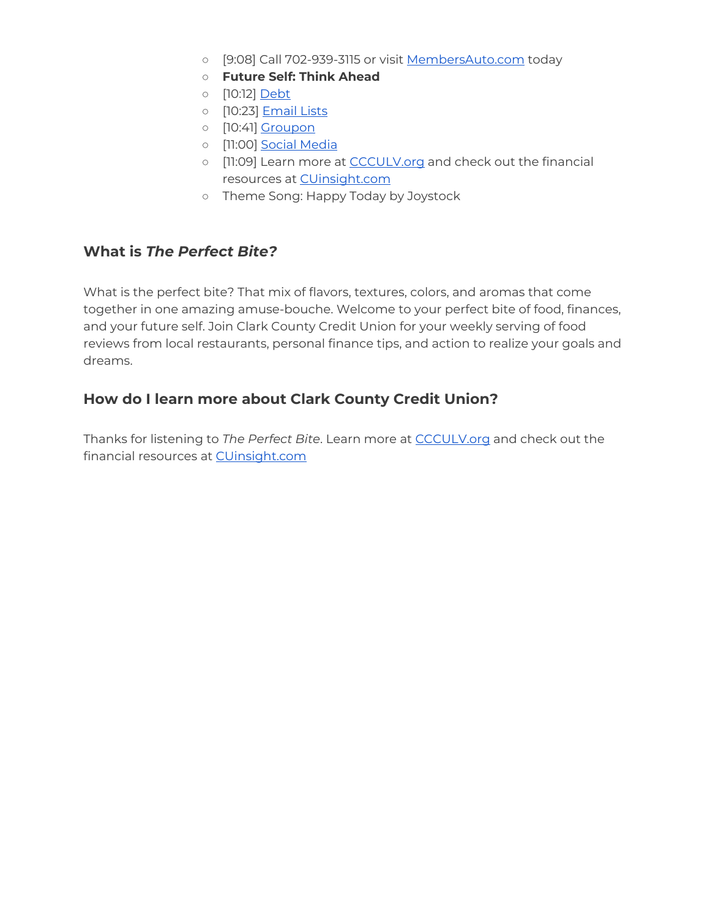- [9:08] Call 702-939-3115 or visit [MembersAuto.com](MembersAuto.com) today
- **Future Self: Think Ahead**
- [10:12] [Debt]
- [10:23] [Email Lists]
- [10:41] [Groupon]
- [11:00] [Social Media]
- [11:09] Learn more at [CCCULV.org](CCCULV.org) and check out the financial resources at [CUinsight.com](CUinsight.com)
- Theme Song: Happy Today by Joystock

## What is *The Perfect Bite?*

What is the perfect bite? That mix of flavors, textures, colors, and aromas that come together in one amazing amuse-bouche. Welcome to your perfect bite of food, finances, and your future self. Join Clark County Credit Union for your weekly serving of food reviews from local restaurants, personal finance tips, and action to realize your goals and dreams.

## How do I learn more about Clark County Credit Union?

Thanks for listening to *The Perfect Bite*. Learn more at [CCCULV.org](CCCULV.org) and check out the financial resources at [CUinsight.com](CUinsight.com)